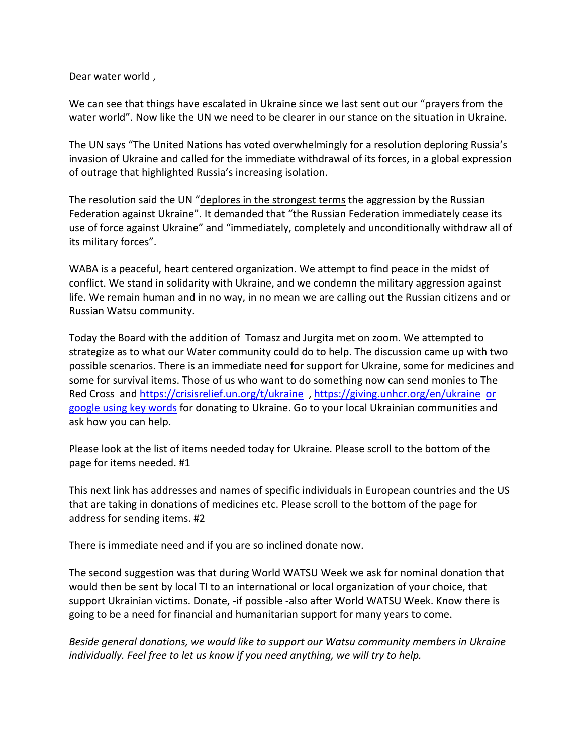Dear water world ,

We can see that things have escalated in Ukraine since we last sent out our "prayers from the water world". Now like the UN we need to be clearer in our stance on the situation in Ukraine.

The UN says "The United Nations has voted overwhelmingly for a resolution deploring Russia's invasion of Ukraine and called for the immediate withdrawal of its forces, in a global expression of outrage that highlighted Russia's increasing isolation.

The resolution said the UN "deplores in the strongest terms the aggression by the Russian Federation against Ukraine". It demanded that "the Russian Federation immediately cease its use of force against Ukraine" and "immediately, completely and unconditionally withdraw all of its military forces".

WABA is a peaceful, heart centered organization. We attempt to find peace in the midst of conflict. We stand in solidarity with Ukraine, and we condemn the military aggression against life. We remain human and in no way, in no mean we are calling out the Russian citizens and or Russian Watsu community.

Today the Board with the addition of Tomasz and Jurgita met on zoom. We attempted to strategize as to what our Water community could do to help. The discussion came up with two possible scenarios. There is an immediate need for support for Ukraine, some for medicines and some for survival items. Those of us who want to do something now can send monies to The Red Cross and https://crisisrelief.un.org/t/ukraine , https://giving.unhcr.org/en/ukraine or google using key words for donating to Ukraine. Go to your local Ukrainian communities and ask how you can help.

Please look at the list of items needed today for Ukraine. Please scroll to the bottom of the page for items needed. #1

This next link has addresses and names of specific individuals in European countries and the US that are taking in donations of medicines etc. Please scroll to the bottom of the page for address for sending items. #2

There is immediate need and if you are so inclined donate now.

The second suggestion was that during World WATSU Week we ask for nominal donation that would then be sent by local TI to an international or local organization of your choice, that support Ukrainian victims. Donate, -if possible -also after World WATSU Week. Know there is going to be a need for financial and humanitarian support for many years to come.

*Beside general donations, we would like to support our Watsu community members in Ukraine individually. Feel free to let us know if you need anything, we will try to help.*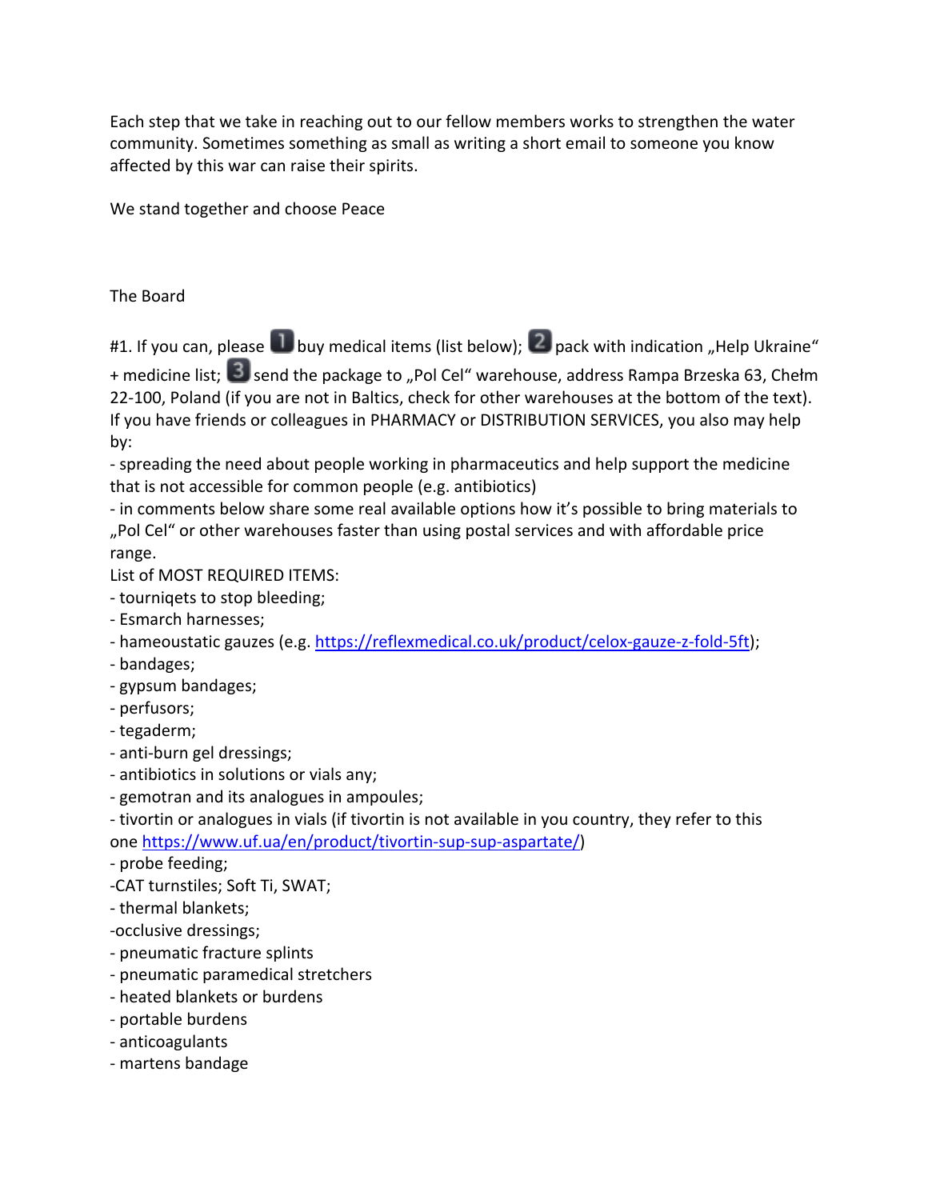Each step that we take in reaching out to our fellow members works to strengthen the water community. Sometimes something as small as writing a short email to someone you know affected by this war can raise their spirits.

We stand together and choose Peace

The Board

#1. If you can, please 1 buy medical items (list below); 2 pack with indication „Help Ukraine" + medicine list; 3 send the package to „Pol Cel" warehouse, address Rampa Brzeska 63, Chełm 22-100, Poland (if you are not in Baltics, check for other warehouses at the bottom of the text).

If you have friends or colleagues in PHARMACY or DISTRIBUTION SERVICES, you also may help by:

- spreading the need about people working in pharmaceutics and help support the medicine that is not accessible for common people (e.g. antibiotics)
- in comments below share some real available options how it's possible to bring materials to „Pol Cel" or other warehouses faster than using postal services and with affordable price range.

List of MOST REQUIRED ITEMS:

- tourniqets to stop bleeding;
- Esmarch harnesses;
- hameoustatic gauzes (e.g. https://reflexmedical.co.uk/product/celox-gauze-z-fold-5ft);
- bandages;
- gypsum bandages;
- perfusors;
- tegaderm;
- anti-burn gel dressings;
- antibiotics in solutions or vials any;
- gemotran and its analogues in ampoules;
- tivortin or analogues in vials (if tivortin is not available in you country, they refer to this one https://www.uf.ua/en/product/tivortin-sup-sup-aspartate/)
- probe feeding;
- CAT turnstiles; Soft Ti, SWAT;
- thermal blankets;
- occlusive dressings;
- pneumatic fracture splints
- pneumatic paramedical stretchers
- heated blankets or burdens
- portable burdens
- anticoagulants
- martens bandage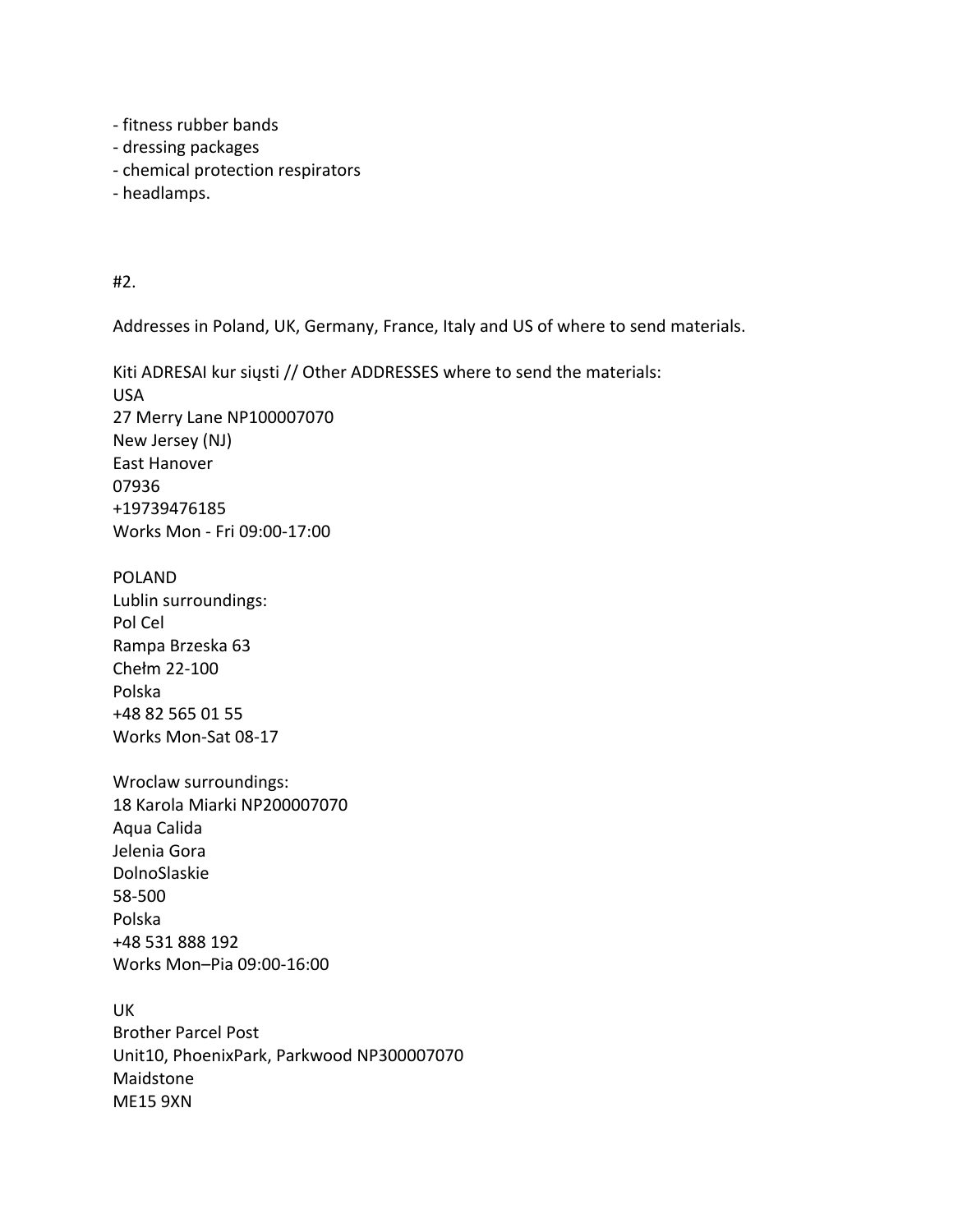- fitness rubber bands
- dressing packages
- chemical protection respirators
- headlamps.

#2.

Addresses in Poland, UK, Germany, France, Italy and US of where to send materials.

Kiti ADRESAI kur siųsti // Other ADDRESSES where to send the materials:
USA
27 Merry Lane NP100007070
New Jersey (NJ)
East Hanover
07936
+19739476185
Works Mon - Fri 09:00-17:00

POLAND
Lublin surroundings:
Pol Cel
Rampa Brzeska 63
Chełm 22-100
Polska
+48 82 565 01 55
Works Mon-Sat 08-17

Wroclaw surroundings:
18 Karola Miarki NP200007070
Aqua Calida
Jelenia Gora
DolnoSlaskie
58-500
Polska
+48 531 888 192
Works Mon–Pia 09:00-16:00

UK
Brother Parcel Post
Unit10, PhoenixPark, Parkwood NP300007070
Maidstone
ME15 9XN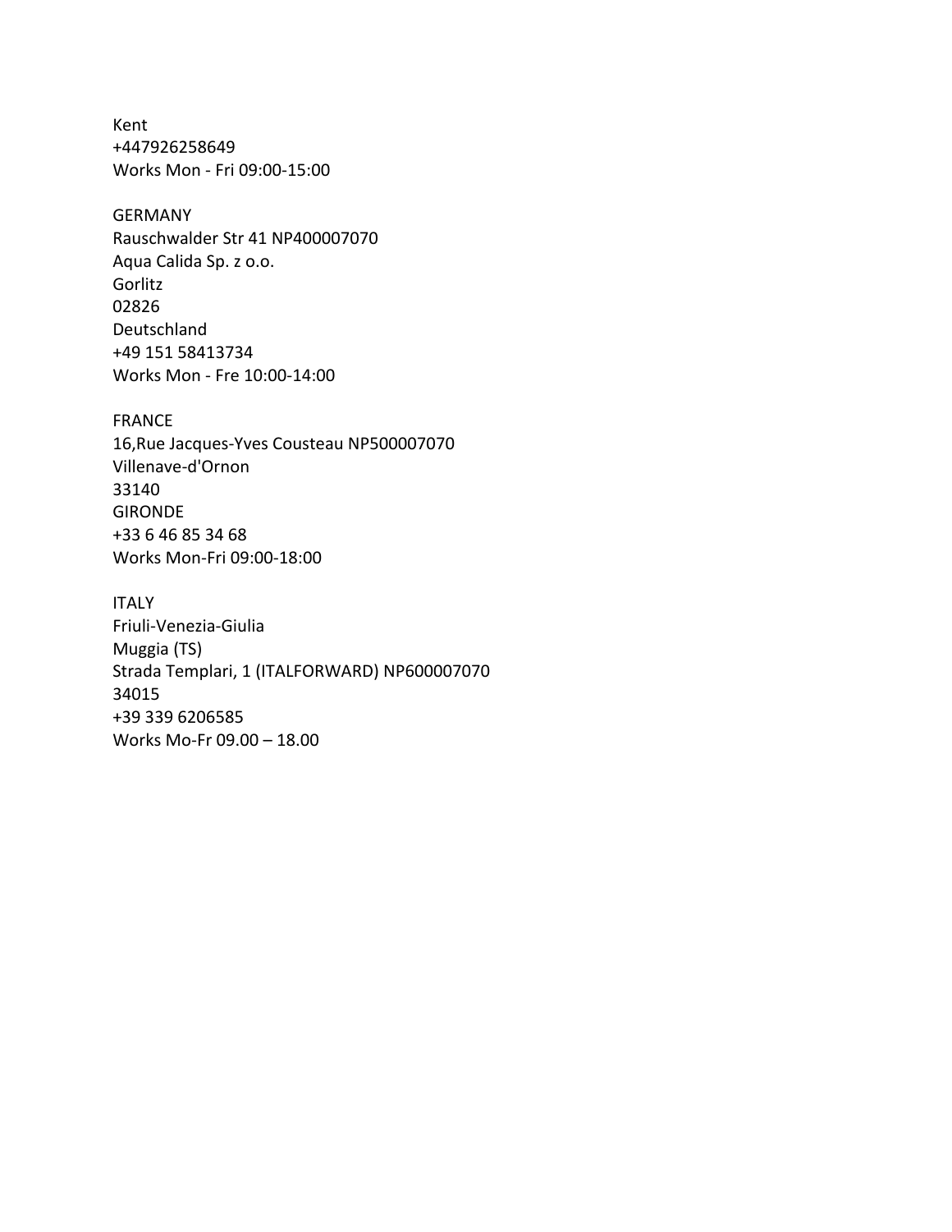Kent
+447926258649
Works Mon - Fri 09:00-15:00

GERMANY
Rauschwalder Str 41 NP400007070
Aqua Calida Sp. z o.o.
Gorlitz
02826
Deutschland
+49 151 58413734
Works Mon - Fre 10:00-14:00

FRANCE
16,Rue Jacques-Yves Cousteau NP500007070
Villenave-d'Ornon
33140
GIRONDE
+33 6 46 85 34 68
Works Mon-Fri 09:00-18:00

ITALY
Friuli-Venezia-Giulia
Muggia (TS)
Strada Templari, 1 (ITALFORWARD) NP600007070
34015
+39 339 6206585
Works Mo-Fr 09.00 – 18.00